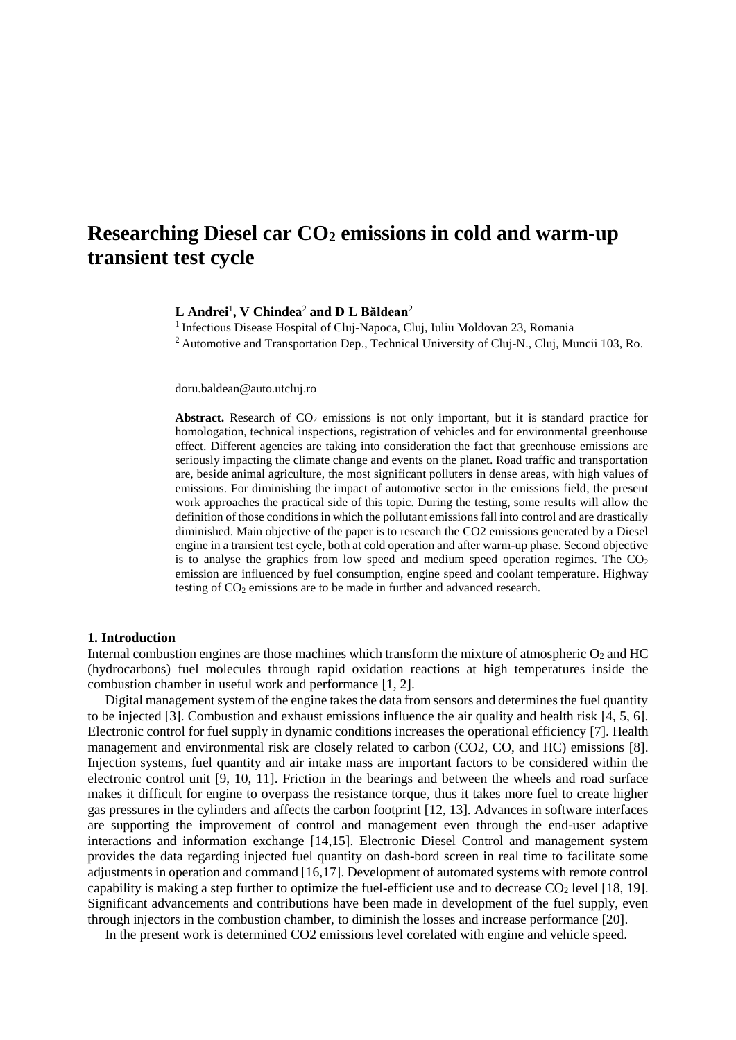# Researching Diesel car $CO_2$ emissions in cold and warm-up transient test cycle

**L Andrei**[1]**, V Chindea**[2] **and D L Băldean**[2]

[1] Infectious Disease Hospital of Cluj-Napoca, Cluj, Iuliu Moldovan 23, Romania

[2] Automotive and Transportation Dep., Technical University of Cluj-N., Cluj, Muncii 103, Ro.

doru.baldean@auto.utcluj.ro

**Abstract.** Research of $CO_2$ emissions is not only important, but it is standard practice for homologation, technical inspections, registration of vehicles and for environmental greenhouse effect. Different agencies are taking into consideration the fact that greenhouse emissions are seriously impacting the climate change and events on the planet. Road traffic and transportation are, beside animal agriculture, the most significant polluters in dense areas, with high values of emissions. For diminishing the impact of automotive sector in the emissions field, the present work approaches the practical side of this topic. During the testing, some results will allow the definition of those conditions in which the pollutant emissions fall into control and are drastically diminished. Main objective of the paper is to research the CO2 emissions generated by a Diesel engine in a transient test cycle, both at cold operation and after warm-up phase. Second objective is to analyse the graphics from low speed and medium speed operation regimes. The $CO_2$ emission are influenced by fuel consumption, engine speed and coolant temperature. Highway testing of $CO_2$ emissions are to be made in further and advanced research.

## 1. Introduction

Internal combustion engines are those machines which transform the mixture of atmospheric $O_2$ and HC (hydrocarbons) fuel molecules through rapid oxidation reactions at high temperatures inside the combustion chamber in useful work and performance [1, 2].

Digital management system of the engine takes the data from sensors and determines the fuel quantity to be injected [3]. Combustion and exhaust emissions influence the air quality and health risk [4, 5, 6]. Electronic control for fuel supply in dynamic conditions increases the operational efficiency [7]. Health management and environmental risk are closely related to carbon (CO2, CO, and HC) emissions [8]. Injection systems, fuel quantity and air intake mass are important factors to be considered within the electronic control unit [9, 10, 11]. Friction in the bearings and between the wheels and road surface makes it difficult for engine to overpass the resistance torque, thus it takes more fuel to create higher gas pressures in the cylinders and affects the carbon footprint [12, 13]. Advances in software interfaces are supporting the improvement of control and management even through the end-user adaptive interactions and information exchange [14,15]. Electronic Diesel Control and management system provides the data regarding injected fuel quantity on dash-bord screen in real time to facilitate some adjustments in operation and command [16,17]. Development of automated systems with remote control capability is making a step further to optimize the fuel-efficient use and to decrease $CO_2$ level [18, 19]. Significant advancements and contributions have been made in development of the fuel supply, even through injectors in the combustion chamber, to diminish the losses and increase performance [20].

In the present work is determined CO2 emissions level corelated with engine and vehicle speed.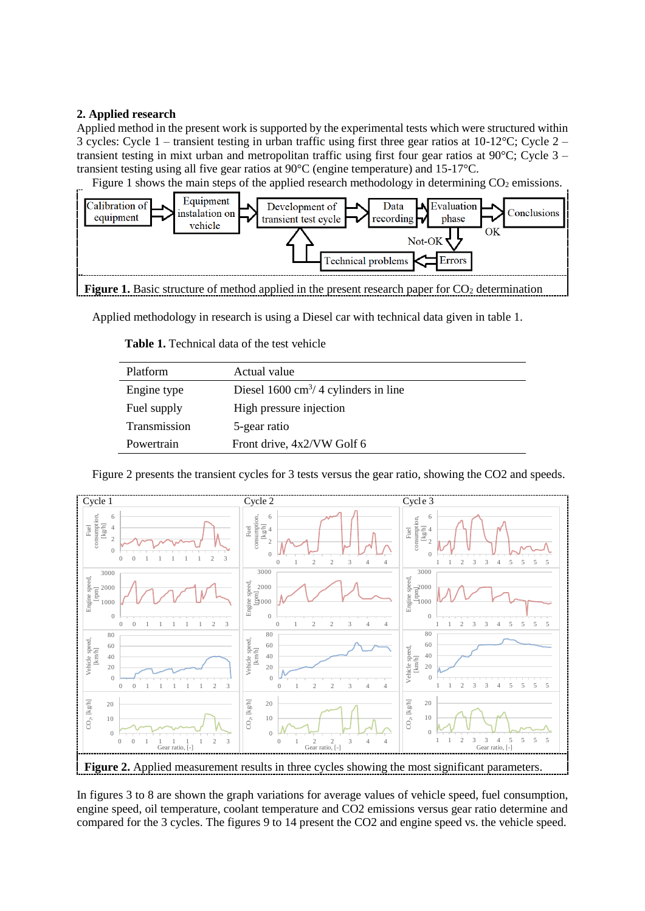## 2. Applied research

Applied method in the present work is supported by the experimental tests which were structured within 3 cycles: Cycle 1 – transient testing in urban traffic using first three gear ratios at 10-12°C; Cycle 2 – transient testing in mixt urban and metropolitan traffic using first four gear ratios at 90°C; Cycle 3 – transient testing using all five gear ratios at 90°C (engine temperature) and 15-17°C.

Figure 1 shows the main steps of the applied research methodology in determining $CO_2$ emissions.

**Figure 1.** Basic structure of method applied in the present research paper for $CO_2$ determination

Applied methodology in research is using a Diesel car with technical data given in table 1.

**Table 1.** Technical data of the test vehicle

| Platform | Actual value |
|---|---|
| Engine type | Diesel 1600 $cm^3$/ 4 cylinders in line |
| Fuel supply | High pressure injection |
| Transmission | 5-gear ratio |
| Powertrain | Front drive, 4x2/VW Golf 6 |

Figure 2 presents the transient cycles for 3 tests versus the gear ratio, showing the CO2 and speeds.

**Figure 2.** Applied measurement results in three cycles showing the most significant parameters.

In figures 3 to 8 are shown the graph variations for average values of vehicle speed, fuel consumption, engine speed, oil temperature, coolant temperature and CO2 emissions versus gear ratio determine and compared for the 3 cycles. The figures 9 to 14 present the CO2 and engine speed vs. the vehicle speed.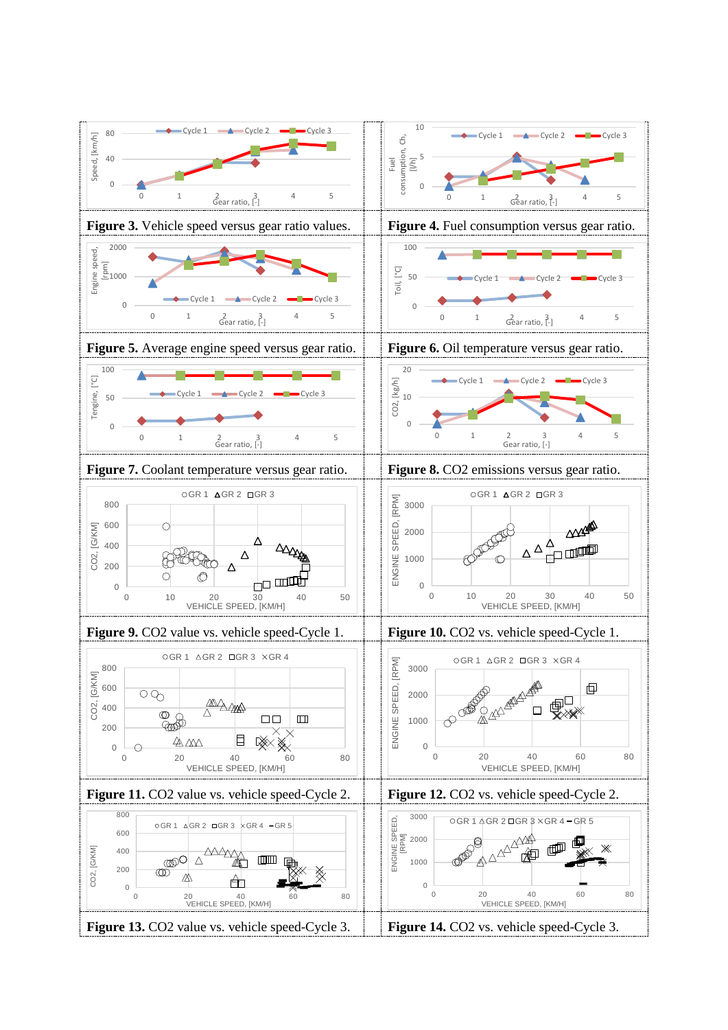**Figure 3.** Vehicle speed versus gear ratio values.

**Figure 4.** Fuel consumption versus gear ratio.

**Figure 5.** Average engine speed versus gear ratio.

**Figure 6.** Oil temperature versus gear ratio.

**Figure 7.** Coolant temperature versus gear ratio.

**Figure 8.** $CO_2$ emissions versus gear ratio.

**Figure 9.** $CO_2$ value vs. vehicle speed-Cycle 1.

**Figure 10.** $CO_2$ vs. vehicle speed-Cycle 1.

**Figure 11.** $CO_2$ value vs. vehicle speed-Cycle 2.

**Figure 12.** $CO_2$ vs. vehicle speed-Cycle 2.

**Figure 13.** $CO_2$ value vs. vehicle speed-Cycle 3.

**Figure 14.** $CO_2$ vs. vehicle speed-Cycle 3.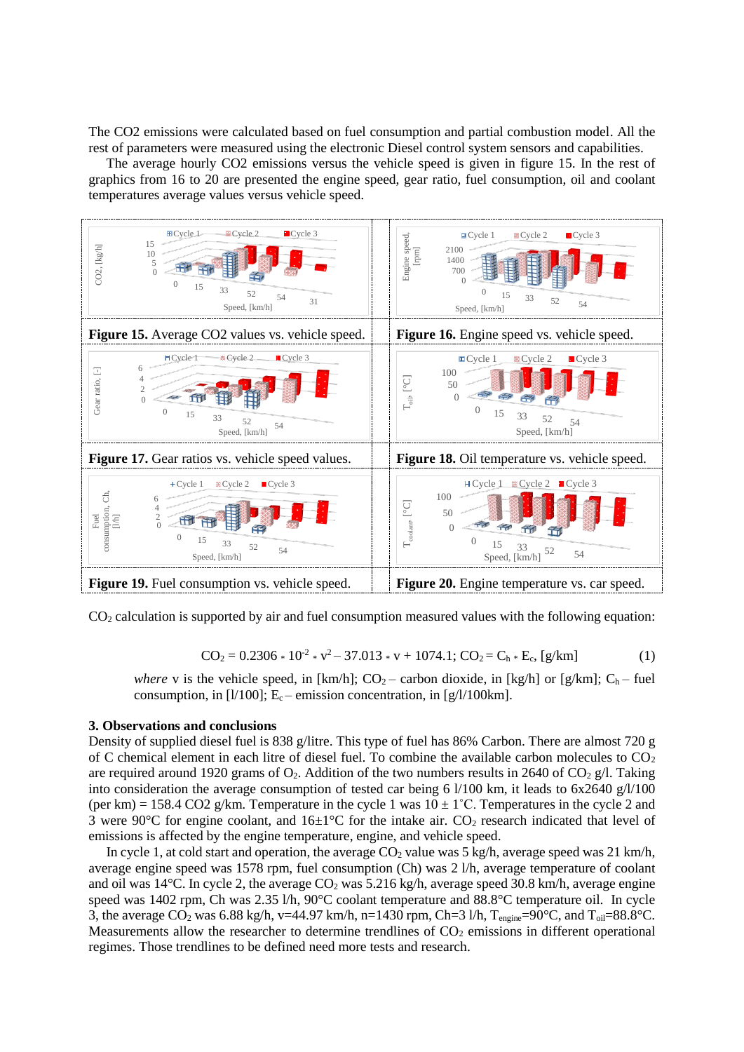The CO2 emissions were calculated based on fuel consumption and partial combustion model. All the rest of parameters were measured using the electronic Diesel control system sensors and capabilities.

The average hourly CO2 emissions versus the vehicle speed is given in figure 15. In the rest of graphics from 16 to 20 are presented the engine speed, gear ratio, fuel consumption, oil and coolant temperatures average values versus vehicle speed.

**Figure 15.** Average CO2 values vs. vehicle speed.

**Figure 16.** Engine speed vs. vehicle speed.

**Figure 17.** Gear ratios vs. vehicle speed values.

**Figure 18.** Oil temperature vs. vehicle speed.

**Figure 19.** Fuel consumption vs. vehicle speed.

**Figure 20.** Engine temperature vs. car speed.

$CO_2$ calculation is supported by air and fuel consumption measured values with the following equation:

$$CO_2 = 0.2306 * 10^{-2} * v^2 - 37.013 * v + 1074.1; \; CO_2 = C_h * E_c, \text{ [g/km]} \quad (1)$$

*where* v is the vehicle speed, in [km/h]; $CO_2$ – carbon dioxide, in [kg/h] or [g/km]; $C_h$ – fuel consumption, in [l/100]; $E_c$ – emission concentration, in [g/l/100km].

## 3. Observations and conclusions

Density of supplied diesel fuel is 838 g/litre. This type of fuel has 86% Carbon. There are almost 720 g of C chemical element in each litre of diesel fuel. To combine the available carbon molecules to $CO_2$ are required around 1920 grams of $O_2$. Addition of the two numbers results in 2640 of $CO_2$ g/l. Taking into consideration the average consumption of tested car being 6 l/100 km, it leads to 6x2640 g/l/100 (per km) = 158.4 CO2 g/km. Temperature in the cycle 1 was 10 ± 1˚C. Temperatures in the cycle 2 and 3 were 90°C for engine coolant, and 16±1°C for the intake air. $CO_2$ research indicated that level of emissions is affected by the engine temperature, engine, and vehicle speed.

In cycle 1, at cold start and operation, the average $CO_2$ value was 5 kg/h, average speed was 21 km/h, average engine speed was 1578 rpm, fuel consumption (Ch) was 2 l/h, average temperature of coolant and oil was 14°C. In cycle 2, the average $CO_2$ was 5.216 kg/h, average speed 30.8 km/h, average engine speed was 1402 rpm, Ch was 2.35 l/h, 90°C coolant temperature and 88.8°C temperature oil. In cycle 3, the average $CO_2$ was 6.88 kg/h, v=44.97 km/h, n=1430 rpm, Ch=3 l/h, $T_{engine}$=90°C, and $T_{oil}$=88.8°C. Measurements allow the researcher to determine trendlines of $CO_2$ emissions in different operational regimes. Those trendlines to be defined need more tests and research.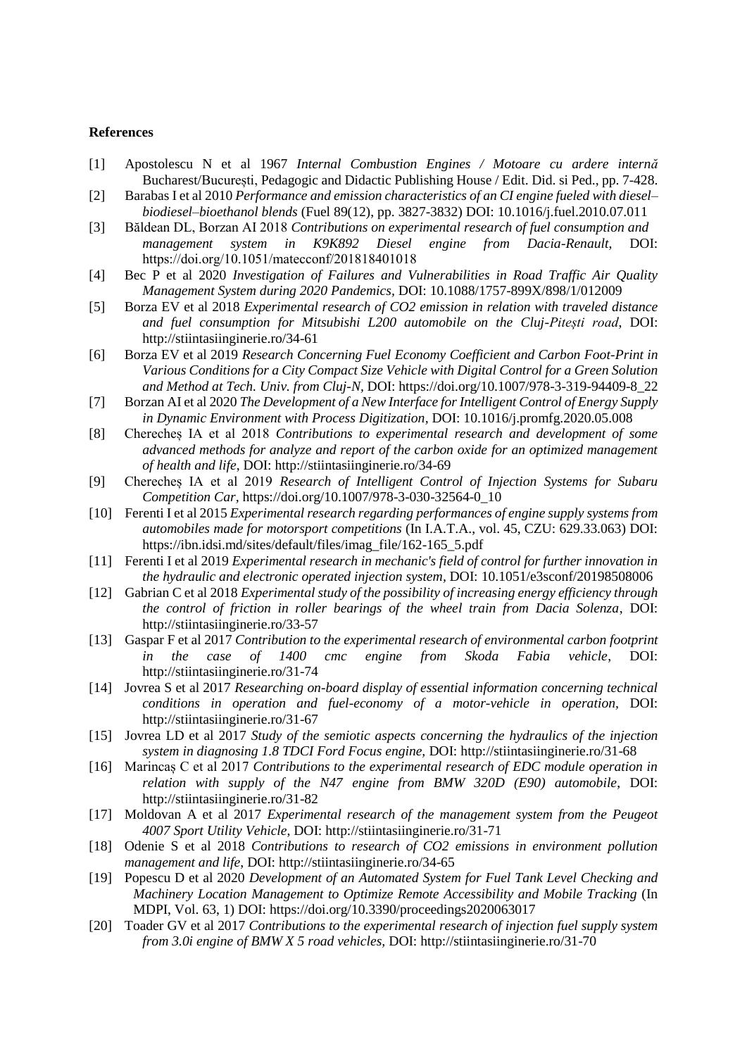**References**

[1] Apostolescu N et al 1967 *Internal Combustion Engines / Motoare cu ardere internă* Bucharest/București, Pedagogic and Didactic Publishing House / Edit. Did. si Ped., pp. 7-428.

[2] Barabas I et al 2010 *Performance and emission characteristics of an CI engine fueled with diesel–biodiesel–bioethanol blends* (Fuel 89(12), pp. 3827-3832) DOI: 10.1016/j.fuel.2010.07.011

[3] Băldean DL, Borzan AI 2018 *Contributions on experimental research of fuel consumption and management system in K9K892 Diesel engine from Dacia-Renault*, DOI: https://doi.org/10.1051/matecconf/201818401018

[4] Bec P et al 2020 *Investigation of Failures and Vulnerabilities in Road Traffic Air Quality Management System during 2020 Pandemics*, DOI: 10.1088/1757-899X/898/1/012009

[5] Borza EV et al 2018 *Experimental research of CO2 emission in relation with traveled distance and fuel consumption for Mitsubishi L200 automobile on the Cluj-Pitești road*, DOI: http://stiintasiinginerie.ro/34-61

[6] Borza EV et al 2019 *Research Concerning Fuel Economy Coefficient and Carbon Foot-Print in Various Conditions for a City Compact Size Vehicle with Digital Control for a Green Solution and Method at Tech. Univ. from Cluj-N*, DOI: https://doi.org/10.1007/978-3-319-94409-8_22

[7] Borzan AI et al 2020 *The Development of a New Interface for Intelligent Control of Energy Supply in Dynamic Environment with Process Digitization*, DOI: 10.1016/j.promfg.2020.05.008

[8] Chereches IA et al 2018 *Contributions to experimental research and development of some advanced methods for analyze and report of the carbon oxide for an optimized management of health and life*, DOI: http://stiintasiinginerie.ro/34-69

[9] Chereches IA et al 2019 *Research of Intelligent Control of Injection Systems for Subaru Competition Car*, https://doi.org/10.1007/978-3-030-32564-0_10

[10] Ferenti I et al 2015 *Experimental research regarding performances of engine supply systems from automobiles made for motorsport competitions* (In I.A.T.A., vol. 45, CZU: 629.33.063) DOI: https://ibn.idsi.md/sites/default/files/imag_file/162-165_5.pdf

[11] Ferenti I et al 2019 *Experimental research in mechanic's field of control for further innovation in the hydraulic and electronic operated injection system*, DOI: 10.1051/e3sconf/20198508006

[12] Gabrian C et al 2018 *Experimental study of the possibility of increasing energy efficiency through the control of friction in roller bearings of the wheel train from Dacia Solenza*, DOI: http://stiintasiinginerie.ro/33-57

[13] Gaspar F et al 2017 *Contribution to the experimental research of environmental carbon footprint in the case of 1400 cmc engine from Skoda Fabia vehicle*, DOI: http://stiintasiinginerie.ro/31-74

[14] Jovrea S et al 2017 *Researching on-board display of essential information concerning technical conditions in operation and fuel-economy of a motor-vehicle in operation*, DOI: http://stiintasiinginerie.ro/31-67

[15] Jovrea LD et al 2017 *Study of the semiotic aspects concerning the hydraulics of the injection system in diagnosing 1.8 TDCI Ford Focus engine*, DOI: http://stiintasiinginerie.ro/31-68

[16] Marincaș C et al 2017 *Contributions to the experimental research of EDC module operation in relation with supply of the N47 engine from BMW 320D (E90) automobile*, DOI: http://stiintasiinginerie.ro/31-82

[17] Moldovan A et al 2017 *Experimental research of the management system from the Peugeot 4007 Sport Utility Vehicle*, DOI: http://stiintasiinginerie.ro/31-71

[18] Odenie S et al 2018 *Contributions to research of CO2 emissions in environment pollution management and life*, DOI: http://stiintasiinginerie.ro/34-65

[19] Popescu D et al 2020 *Development of an Automated System for Fuel Tank Level Checking and Machinery Location Management to Optimize Remote Accessibility and Mobile Tracking* (In MDPI, Vol. 63, 1) DOI: https://doi.org/10.3390/proceedings2020063017

[20] Toader GV et al 2017 *Contributions to the experimental research of injection fuel supply system from 3.0i engine of BMW X 5 road vehicles*, DOI: http://stiintasiinginerie.ro/31-70